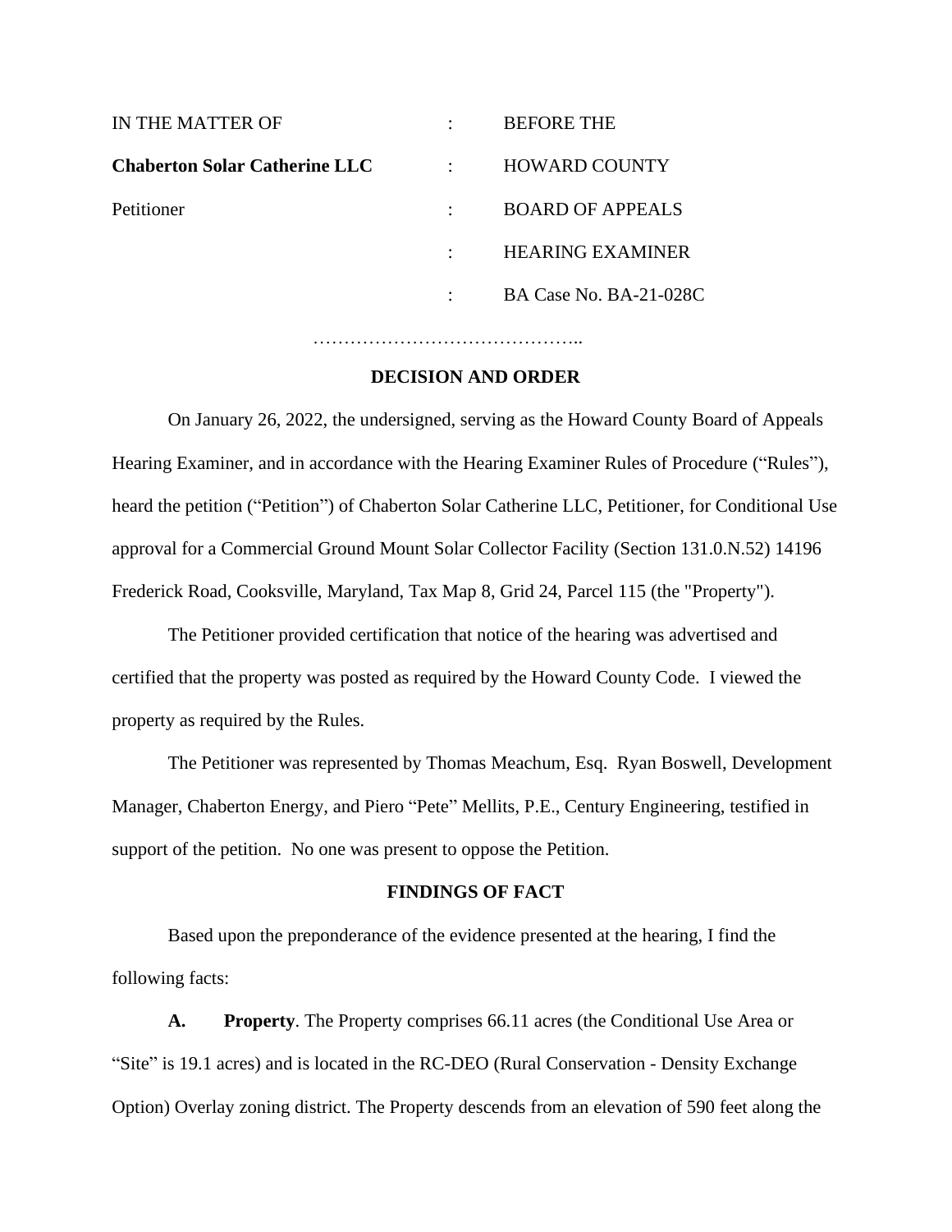| IN THE MATTER OF | : | BEFORE THE |
|---|---|---|
| **Chaberton Solar Catherine LLC** | : | HOWARD COUNTY |
| Petitioner | : | BOARD OF APPEALS |
| | : | HEARING EXAMINER |
| | : | BA Case No. BA-21-028C |

……………………………………..

## DECISION AND ORDER

On January 26, 2022, the undersigned, serving as the Howard County Board of Appeals Hearing Examiner, and in accordance with the Hearing Examiner Rules of Procedure ("Rules"), heard the petition ("Petition") of Chaberton Solar Catherine LLC, Petitioner, for Conditional Use approval for a Commercial Ground Mount Solar Collector Facility (Section 131.0.N.52) 14196 Frederick Road, Cooksville, Maryland, Tax Map 8, Grid 24, Parcel 115 (the "Property").

The Petitioner provided certification that notice of the hearing was advertised and certified that the property was posted as required by the Howard County Code. I viewed the property as required by the Rules.

The Petitioner was represented by Thomas Meachum, Esq. Ryan Boswell, Development Manager, Chaberton Energy, and Piero "Pete" Mellits, P.E., Century Engineering, testified in support of the petition. No one was present to oppose the Petition.

## FINDINGS OF FACT

Based upon the preponderance of the evidence presented at the hearing, I find the following facts:

**A. Property**. The Property comprises 66.11 acres (the Conditional Use Area or "Site" is 19.1 acres) and is located in the RC-DEO (Rural Conservation - Density Exchange Option) Overlay zoning district. The Property descends from an elevation of 590 feet along the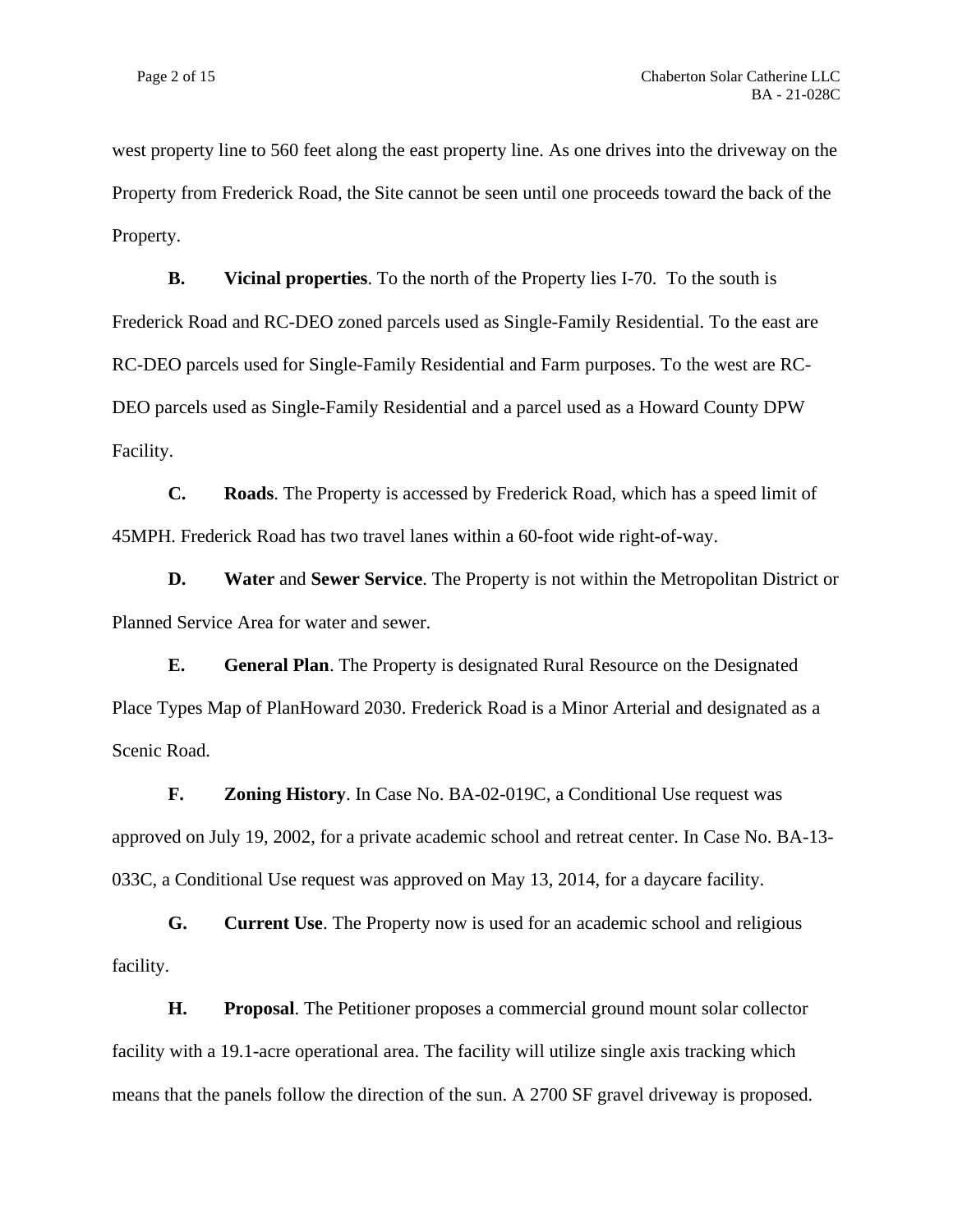west property line to 560 feet along the east property line. As one drives into the driveway on the Property from Frederick Road, the Site cannot be seen until one proceeds toward the back of the Property.

**B.** **Vicinal properties**. To the north of the Property lies I-70. To the south is Frederick Road and RC-DEO zoned parcels used as Single-Family Residential. To the east are RC-DEO parcels used for Single-Family Residential and Farm purposes. To the west are RC-DEO parcels used as Single-Family Residential and a parcel used as a Howard County DPW Facility.

**C.** **Roads**. The Property is accessed by Frederick Road, which has a speed limit of 45MPH. Frederick Road has two travel lanes within a 60-foot wide right-of-way.

**D.** **Water** and **Sewer Service**. The Property is not within the Metropolitan District or Planned Service Area for water and sewer.

**E.** **General Plan**. The Property is designated Rural Resource on the Designated Place Types Map of PlanHoward 2030. Frederick Road is a Minor Arterial and designated as a Scenic Road.

**F.** **Zoning History**. In Case No. BA-02-019C, a Conditional Use request was approved on July 19, 2002, for a private academic school and retreat center. In Case No. BA-13-033C, a Conditional Use request was approved on May 13, 2014, for a daycare facility.

**G.** **Current Use**. The Property now is used for an academic school and religious facility.

**H.** **Proposal**. The Petitioner proposes a commercial ground mount solar collector facility with a 19.1-acre operational area. The facility will utilize single axis tracking which means that the panels follow the direction of the sun. A 2700 SF gravel driveway is proposed.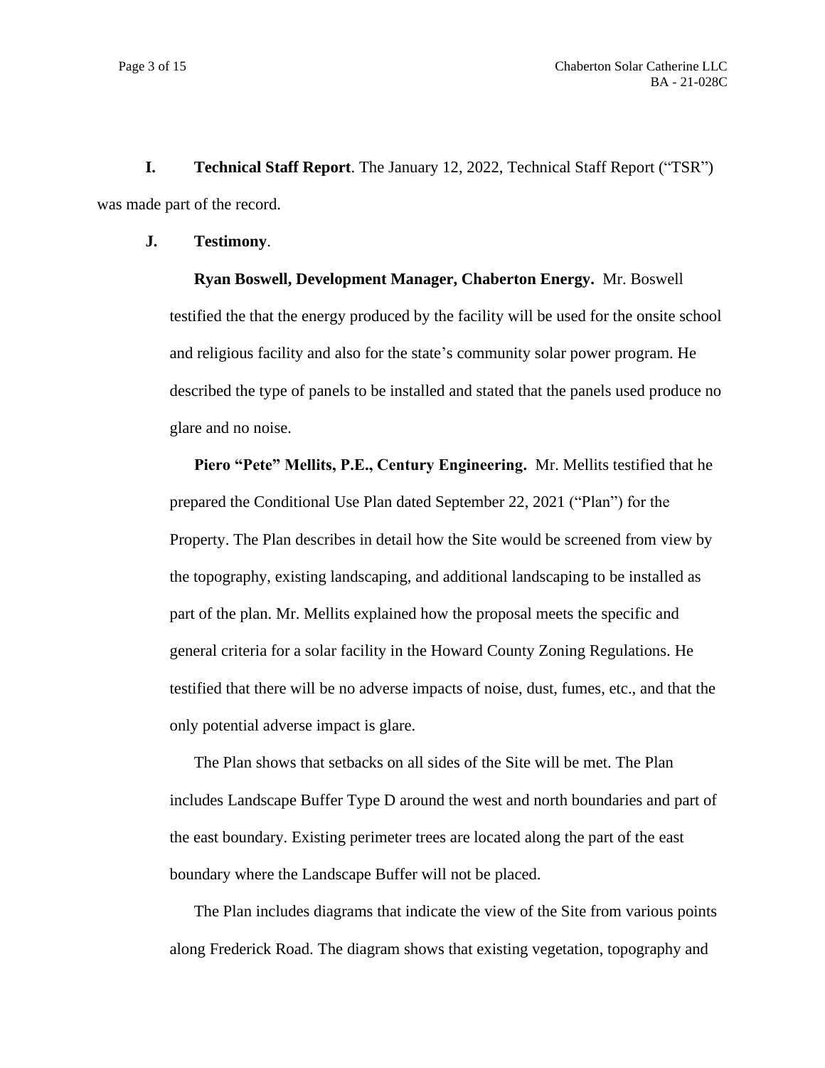**I. Technical Staff Report**. The January 12, 2022, Technical Staff Report ("TSR") was made part of the record.

**J. Testimony**.

**Ryan Boswell, Development Manager, Chaberton Energy.** Mr. Boswell testified the that the energy produced by the facility will be used for the onsite school and religious facility and also for the state's community solar power program. He described the type of panels to be installed and stated that the panels used produce no glare and no noise.

**Piero "Pete" Mellits, P.E., Century Engineering.** Mr. Mellits testified that he prepared the Conditional Use Plan dated September 22, 2021 ("Plan") for the Property. The Plan describes in detail how the Site would be screened from view by the topography, existing landscaping, and additional landscaping to be installed as part of the plan. Mr. Mellits explained how the proposal meets the specific and general criteria for a solar facility in the Howard County Zoning Regulations. He testified that there will be no adverse impacts of noise, dust, fumes, etc., and that the only potential adverse impact is glare.

The Plan shows that setbacks on all sides of the Site will be met. The Plan includes Landscape Buffer Type D around the west and north boundaries and part of the east boundary. Existing perimeter trees are located along the part of the east boundary where the Landscape Buffer will not be placed.

The Plan includes diagrams that indicate the view of the Site from various points along Frederick Road. The diagram shows that existing vegetation, topography and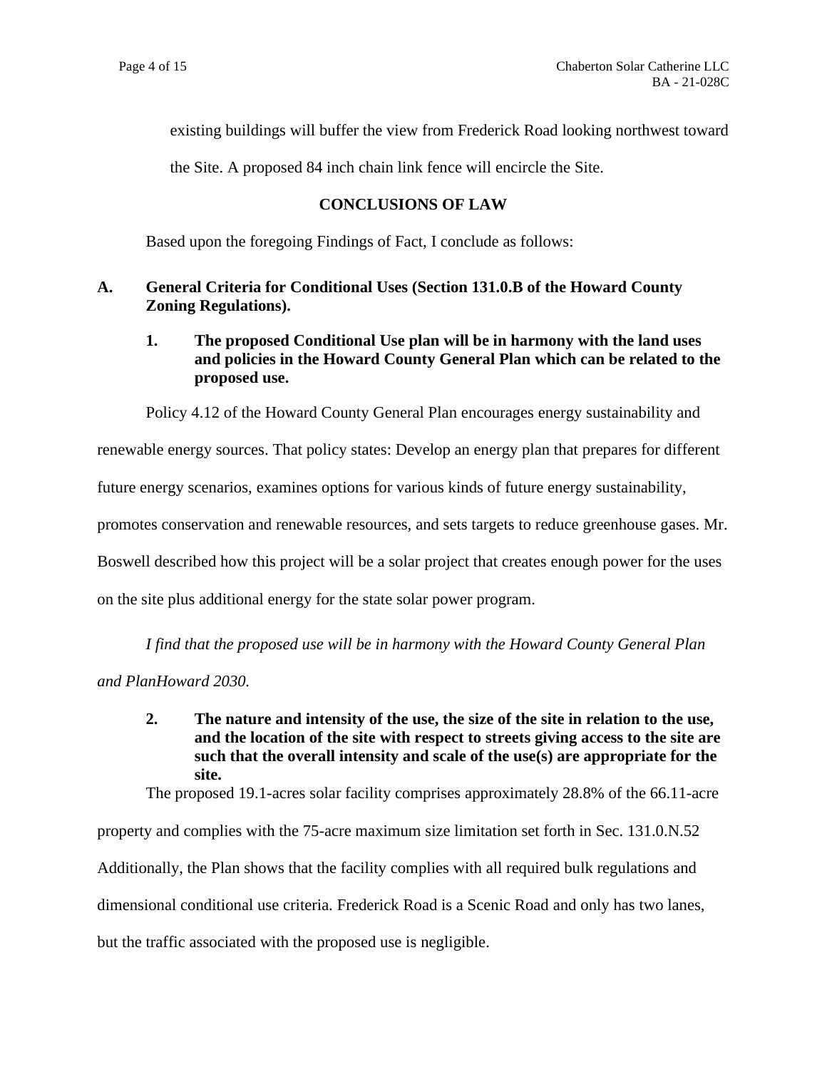existing buildings will buffer the view from Frederick Road looking northwest toward the Site. A proposed 84 inch chain link fence will encircle the Site.

## CONCLUSIONS OF LAW

Based upon the foregoing Findings of Fact, I conclude as follows:

### A. General Criteria for Conditional Uses (Section 131.0.B of the Howard County Zoning Regulations).

#### 1. The proposed Conditional Use plan will be in harmony with the land uses and policies in the Howard County General Plan which can be related to the proposed use.

Policy 4.12 of the Howard County General Plan encourages energy sustainability and renewable energy sources. That policy states: Develop an energy plan that prepares for different future energy scenarios, examines options for various kinds of future energy sustainability, promotes conservation and renewable resources, and sets targets to reduce greenhouse gases. Mr. Boswell described how this project will be a solar project that creates enough power for the uses on the site plus additional energy for the state solar power program.

*I find that the proposed use will be in harmony with the Howard County General Plan and PlanHoward 2030.*

#### 2. The nature and intensity of the use, the size of the site in relation to the use, and the location of the site with respect to streets giving access to the site are such that the overall intensity and scale of the use(s) are appropriate for the site.

The proposed 19.1-acres solar facility comprises approximately 28.8% of the 66.11-acre property and complies with the 75-acre maximum size limitation set forth in Sec. 131.0.N.52 Additionally, the Plan shows that the facility complies with all required bulk regulations and dimensional conditional use criteria. Frederick Road is a Scenic Road and only has two lanes, but the traffic associated with the proposed use is negligible.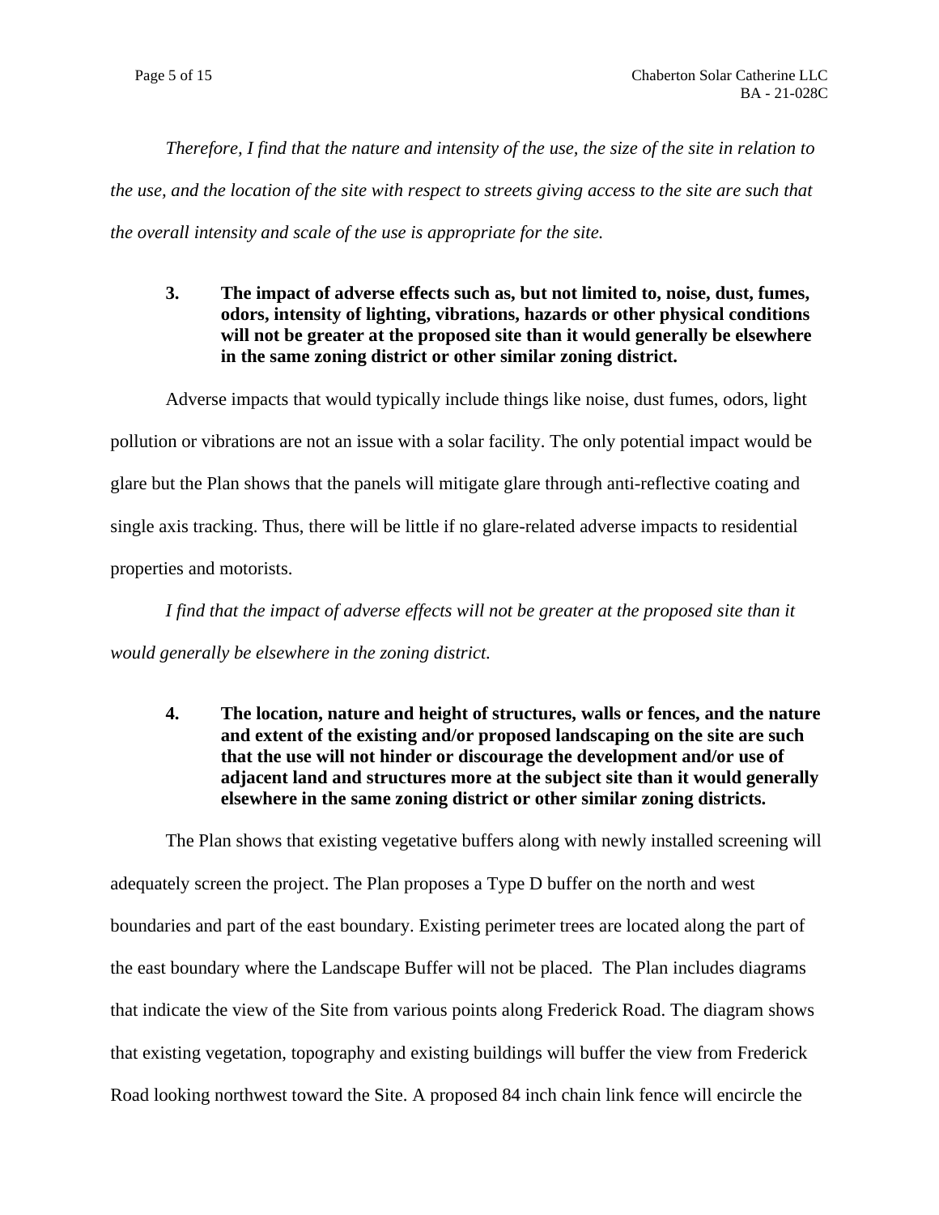*Therefore, I find that the nature and intensity of the use, the size of the site in relation to the use, and the location of the site with respect to streets giving access to the site are such that the overall intensity and scale of the use is appropriate for the site.*

**3. The impact of adverse effects such as, but not limited to, noise, dust, fumes, odors, intensity of lighting, vibrations, hazards or other physical conditions will not be greater at the proposed site than it would generally be elsewhere in the same zoning district or other similar zoning district.**

Adverse impacts that would typically include things like noise, dust fumes, odors, light pollution or vibrations are not an issue with a solar facility. The only potential impact would be glare but the Plan shows that the panels will mitigate glare through anti-reflective coating and single axis tracking. Thus, there will be little if no glare-related adverse impacts to residential properties and motorists.

*I find that the impact of adverse effects will not be greater at the proposed site than it would generally be elsewhere in the zoning district.*

**4. The location, nature and height of structures, walls or fences, and the nature and extent of the existing and/or proposed landscaping on the site are such that the use will not hinder or discourage the development and/or use of adjacent land and structures more at the subject site than it would generally elsewhere in the same zoning district or other similar zoning districts.**

The Plan shows that existing vegetative buffers along with newly installed screening will adequately screen the project. The Plan proposes a Type D buffer on the north and west boundaries and part of the east boundary. Existing perimeter trees are located along the part of the east boundary where the Landscape Buffer will not be placed. The Plan includes diagrams that indicate the view of the Site from various points along Frederick Road. The diagram shows that existing vegetation, topography and existing buildings will buffer the view from Frederick Road looking northwest toward the Site. A proposed 84 inch chain link fence will encircle the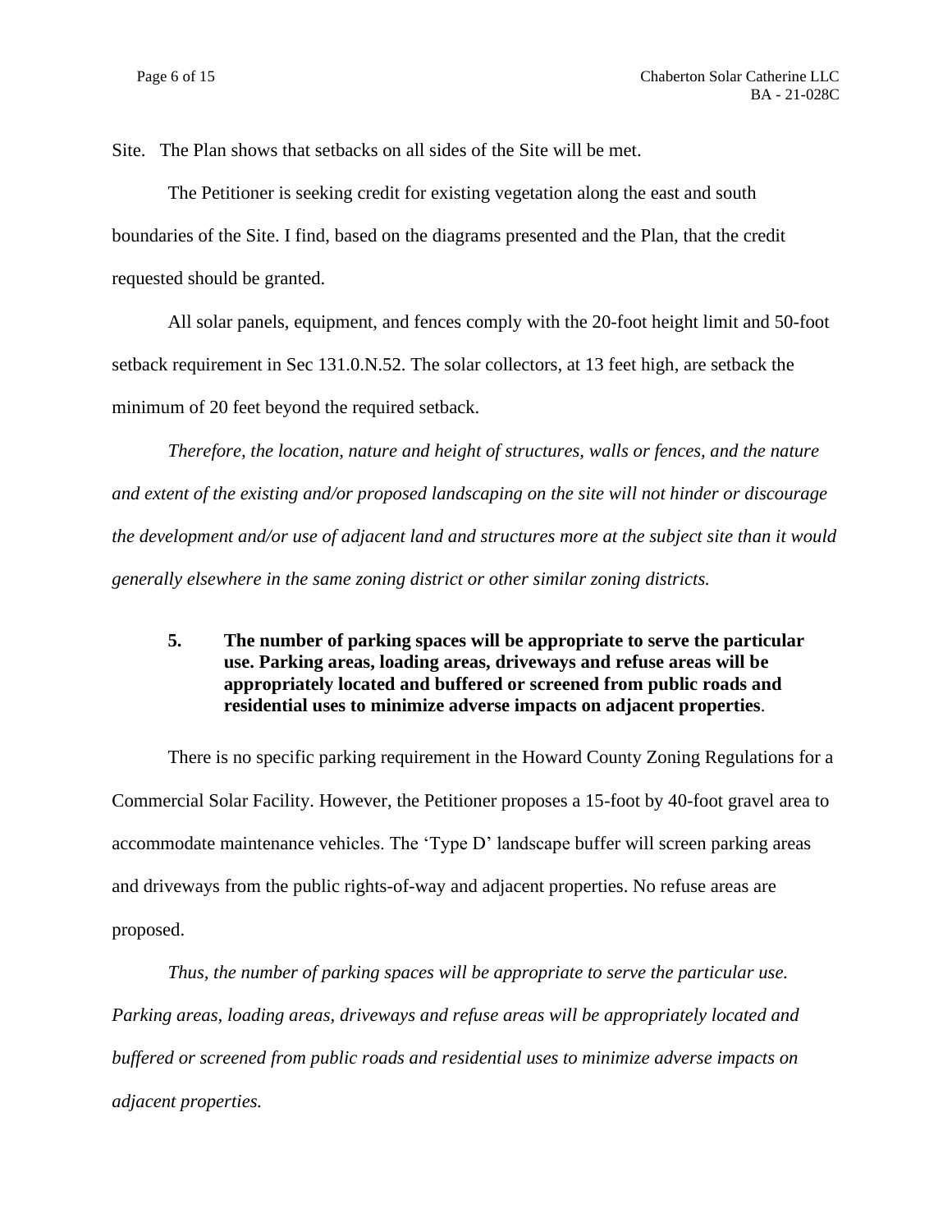Site. The Plan shows that setbacks on all sides of the Site will be met.

The Petitioner is seeking credit for existing vegetation along the east and south boundaries of the Site. I find, based on the diagrams presented and the Plan, that the credit requested should be granted.

All solar panels, equipment, and fences comply with the 20-foot height limit and 50-foot setback requirement in Sec 131.0.N.52. The solar collectors, at 13 feet high, are setback the minimum of 20 feet beyond the required setback.

*Therefore, the location, nature and height of structures, walls or fences, and the nature and extent of the existing and/or proposed landscaping on the site will not hinder or discourage the development and/or use of adjacent land and structures more at the subject site than it would generally elsewhere in the same zoning district or other similar zoning districts.*

**5. The number of parking spaces will be appropriate to serve the particular use. Parking areas, loading areas, driveways and refuse areas will be appropriately located and buffered or screened from public roads and residential uses to minimize adverse impacts on adjacent properties**.

There is no specific parking requirement in the Howard County Zoning Regulations for a Commercial Solar Facility. However, the Petitioner proposes a 15-foot by 40-foot gravel area to accommodate maintenance vehicles. The 'Type D' landscape buffer will screen parking areas and driveways from the public rights-of-way and adjacent properties. No refuse areas are proposed.

*Thus, the number of parking spaces will be appropriate to serve the particular use. Parking areas, loading areas, driveways and refuse areas will be appropriately located and buffered or screened from public roads and residential uses to minimize adverse impacts on adjacent properties.*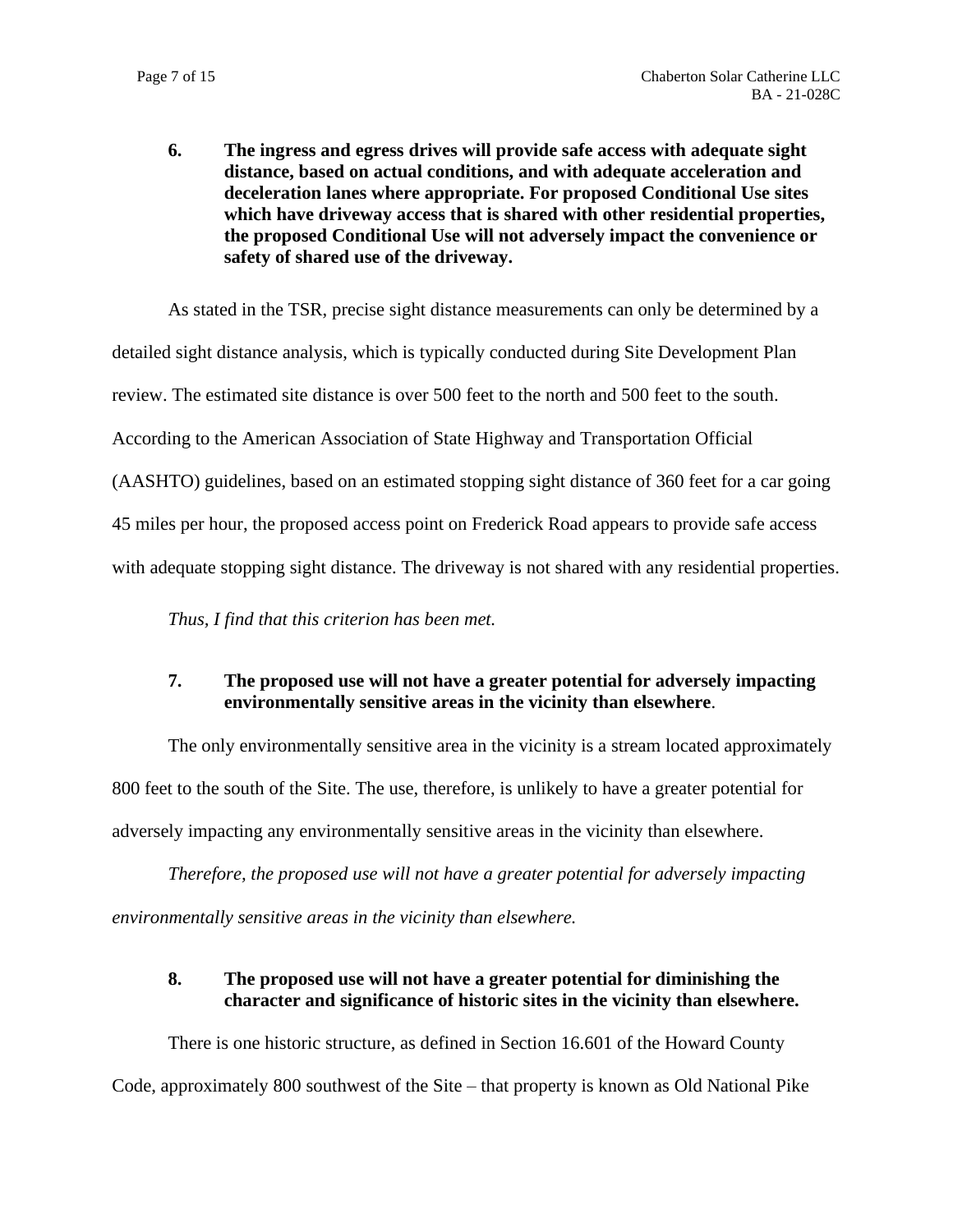**6. The ingress and egress drives will provide safe access with adequate sight distance, based on actual conditions, and with adequate acceleration and deceleration lanes where appropriate. For proposed Conditional Use sites which have driveway access that is shared with other residential properties, the proposed Conditional Use will not adversely impact the convenience or safety of shared use of the driveway.**

As stated in the TSR, precise sight distance measurements can only be determined by a detailed sight distance analysis, which is typically conducted during Site Development Plan review. The estimated site distance is over 500 feet to the north and 500 feet to the south. According to the American Association of State Highway and Transportation Official (AASHTO) guidelines, based on an estimated stopping sight distance of 360 feet for a car going 45 miles per hour, the proposed access point on Frederick Road appears to provide safe access with adequate stopping sight distance. The driveway is not shared with any residential properties.

*Thus, I find that this criterion has been met.*

**7. The proposed use will not have a greater potential for adversely impacting environmentally sensitive areas in the vicinity than elsewhere**.

The only environmentally sensitive area in the vicinity is a stream located approximately 800 feet to the south of the Site. The use, therefore, is unlikely to have a greater potential for adversely impacting any environmentally sensitive areas in the vicinity than elsewhere.

*Therefore, the proposed use will not have a greater potential for adversely impacting environmentally sensitive areas in the vicinity than elsewhere.*

**8. The proposed use will not have a greater potential for diminishing the character and significance of historic sites in the vicinity than elsewhere.**

There is one historic structure, as defined in Section 16.601 of the Howard County Code, approximately 800 southwest of the Site – that property is known as Old National Pike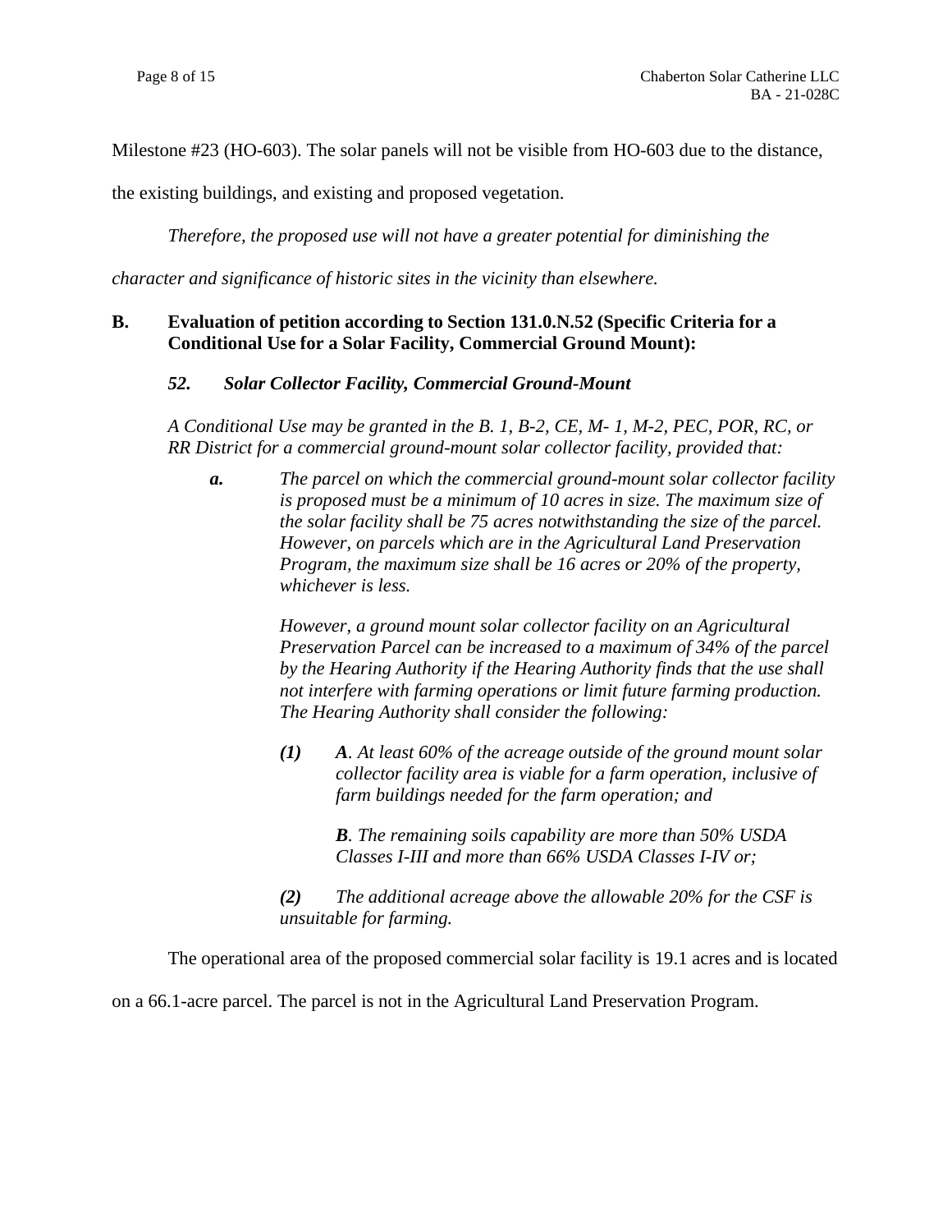Milestone #23 (HO-603). The solar panels will not be visible from HO-603 due to the distance, the existing buildings, and existing and proposed vegetation.

*Therefore, the proposed use will not have a greater potential for diminishing the character and significance of historic sites in the vicinity than elsewhere.*

**B. Evaluation of petition according to Section 131.0.N.52 (Specific Criteria for a Conditional Use for a Solar Facility, Commercial Ground Mount):**

***52. Solar Collector Facility, Commercial Ground-Mount***

*A Conditional Use may be granted in the B. 1, B-2, CE, M- 1, M-2, PEC, POR, RC, or RR District for a commercial ground-mount solar collector facility, provided that:*

> ***a.*** *The parcel on which the commercial ground-mount solar collector facility is proposed must be a minimum of 10 acres in size. The maximum size of the solar facility shall be 75 acres notwithstanding the size of the parcel. However, on parcels which are in the Agricultural Land Preservation Program, the maximum size shall be 16 acres or 20% of the property, whichever is less.*
>
> *However, a ground mount solar collector facility on an Agricultural Preservation Parcel can be increased to a maximum of 34% of the parcel by the Hearing Authority if the Hearing Authority finds that the use shall not interfere with farming operations or limit future farming production. The Hearing Authority shall consider the following:*
>
> ***(1)*** ***A****. At least 60% of the acreage outside of the ground mount solar collector facility area is viable for a farm operation, inclusive of farm buildings needed for the farm operation; and*
>
> ***B****. The remaining soils capability are more than 50% USDA Classes I-III and more than 66% USDA Classes I-IV or;*
>
> ***(2)*** *The additional acreage above the allowable 20% for the CSF is unsuitable for farming.*

The operational area of the proposed commercial solar facility is 19.1 acres and is located on a 66.1-acre parcel. The parcel is not in the Agricultural Land Preservation Program.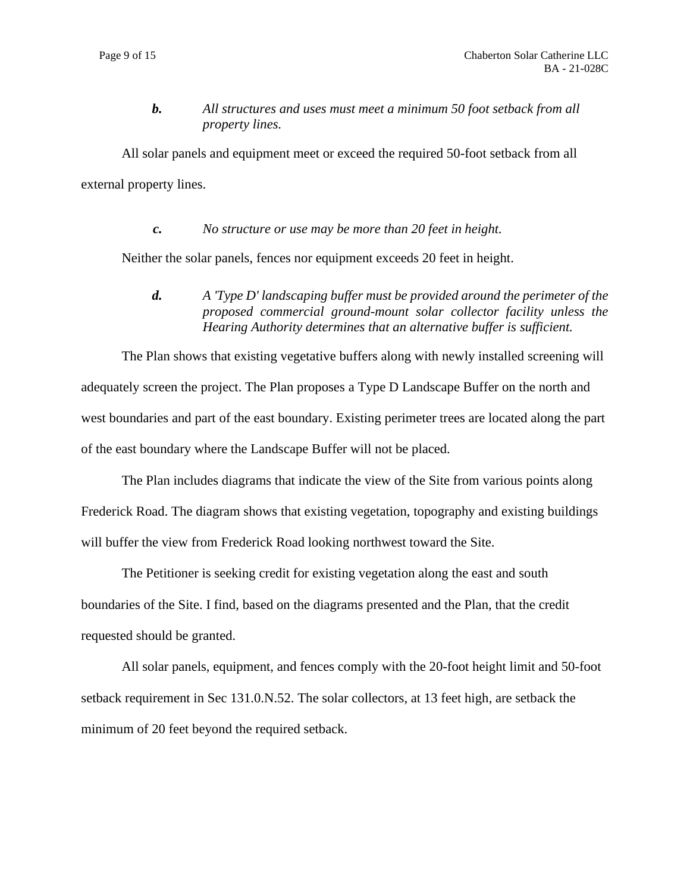***b.*** *All structures and uses must meet a minimum 50 foot setback from all property lines.*

All solar panels and equipment meet or exceed the required 50-foot setback from all external property lines.

***c.*** *No structure or use may be more than 20 feet in height.*

Neither the solar panels, fences nor equipment exceeds 20 feet in height.

***d.*** *A 'Type D' landscaping buffer must be provided around the perimeter of the proposed commercial ground-mount solar collector facility unless the Hearing Authority determines that an alternative buffer is sufficient.*

The Plan shows that existing vegetative buffers along with newly installed screening will adequately screen the project. The Plan proposes a Type D Landscape Buffer on the north and west boundaries and part of the east boundary. Existing perimeter trees are located along the part of the east boundary where the Landscape Buffer will not be placed.

The Plan includes diagrams that indicate the view of the Site from various points along Frederick Road. The diagram shows that existing vegetation, topography and existing buildings will buffer the view from Frederick Road looking northwest toward the Site.

The Petitioner is seeking credit for existing vegetation along the east and south boundaries of the Site. I find, based on the diagrams presented and the Plan, that the credit requested should be granted.

All solar panels, equipment, and fences comply with the 20-foot height limit and 50-foot setback requirement in Sec 131.0.N.52. The solar collectors, at 13 feet high, are setback the minimum of 20 feet beyond the required setback.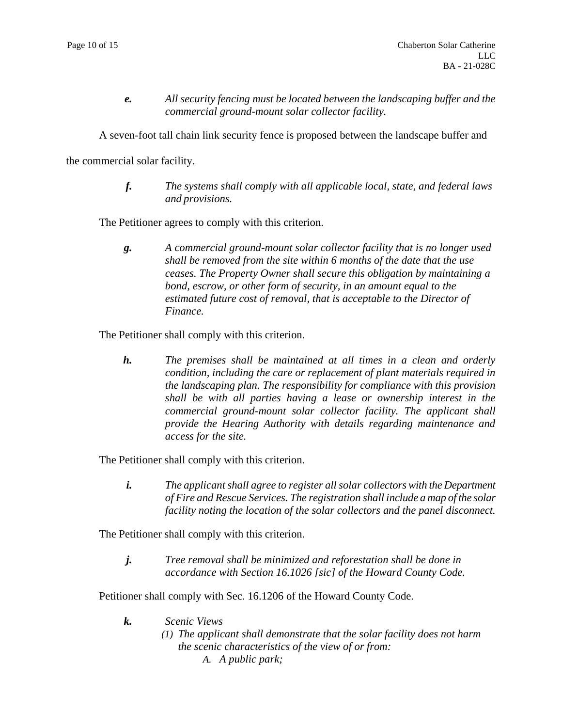***e.*** *All security fencing must be located between the landscaping buffer and the commercial ground-mount solar collector facility.*

A seven-foot tall chain link security fence is proposed between the landscape buffer and the commercial solar facility.

***f.*** *The systems shall comply with all applicable local, state, and federal laws and provisions.*

The Petitioner agrees to comply with this criterion.

***g.*** *A commercial ground-mount solar collector facility that is no longer used shall be removed from the site within 6 months of the date that the use ceases. The Property Owner shall secure this obligation by maintaining a bond, escrow, or other form of security, in an amount equal to the estimated future cost of removal, that is acceptable to the Director of Finance.*

The Petitioner shall comply with this criterion.

***h.*** *The premises shall be maintained at all times in a clean and orderly condition, including the care or replacement of plant materials required in the landscaping plan. The responsibility for compliance with this provision shall be with all parties having a lease or ownership interest in the commercial ground-mount solar collector facility. The applicant shall provide the Hearing Authority with details regarding maintenance and access for the site.*

The Petitioner shall comply with this criterion.

***i.*** *The applicant shall agree to register all solar collectors with the Department of Fire and Rescue Services. The registration shall include a map of the solar facility noting the location of the solar collectors and the panel disconnect.*

The Petitioner shall comply with this criterion.

***j.*** *Tree removal shall be minimized and reforestation shall be done in accordance with Section 16.1026 [sic] of the Howard County Code.*

Petitioner shall comply with Sec. 16.1206 of the Howard County Code.

***k.*** *Scenic Views*

*(1) The applicant shall demonstrate that the solar facility does not harm the scenic characteristics of the view of or from:*

*A. A public park;*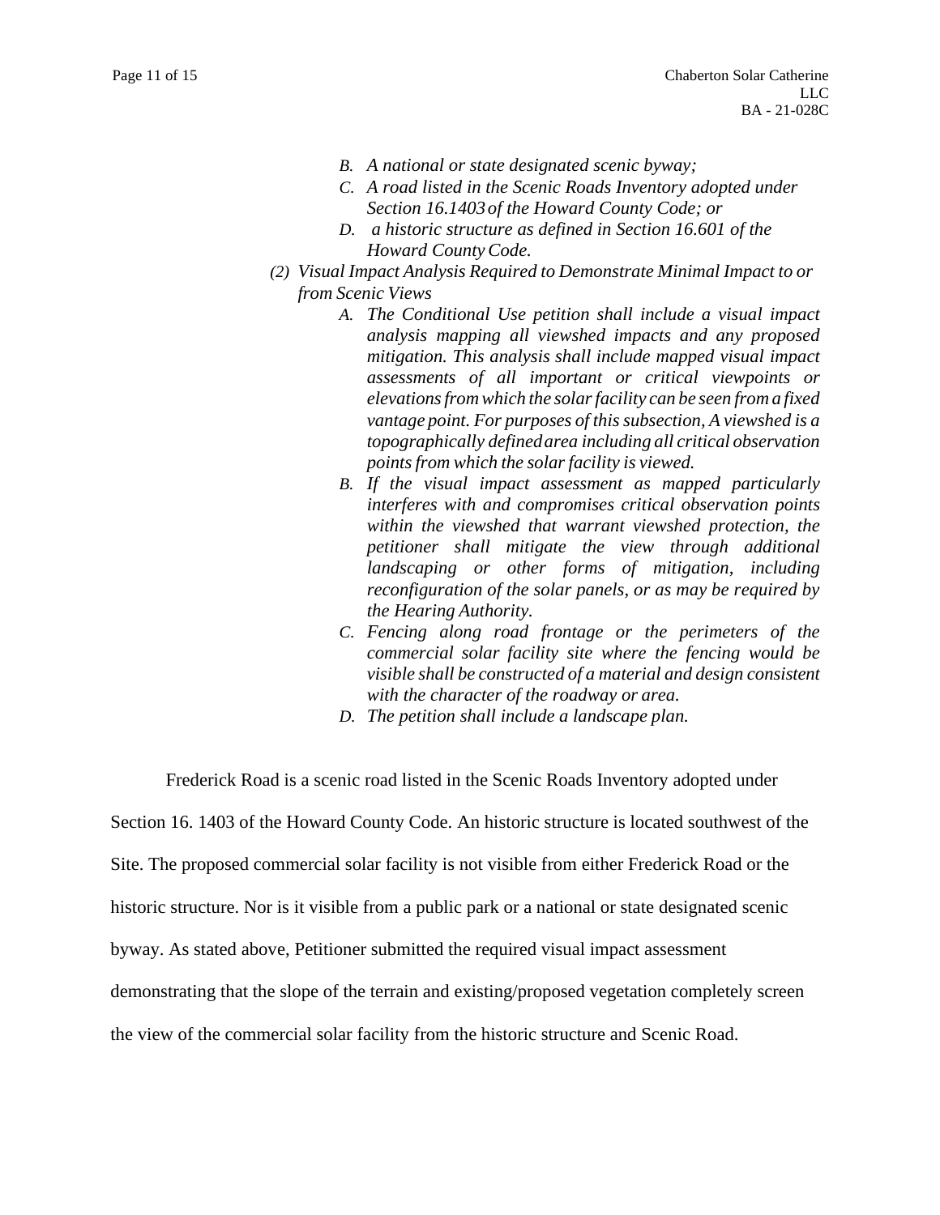*B. A national or state designated scenic byway;*

*C. A road listed in the Scenic Roads Inventory adopted under Section 16.1403 of the Howard County Code; or*

*D. a historic structure as defined in Section 16.601 of the Howard County Code.*

*(2) Visual Impact Analysis Required to Demonstrate Minimal Impact to or from Scenic Views*

*A. The Conditional Use petition shall include a visual impact analysis mapping all viewshed impacts and any proposed mitigation. This analysis shall include mapped visual impact assessments of all important or critical viewpoints or elevations from which the solar facility can be seen from a fixed vantage point. For purposes of this subsection, A viewshed is a topographically defined area including all critical observation points from which the solar facility is viewed.*

*B. If the visual impact assessment as mapped particularly interferes with and compromises critical observation points within the viewshed that warrant viewshed protection, the petitioner shall mitigate the view through additional landscaping or other forms of mitigation, including reconfiguration of the solar panels, or as may be required by the Hearing Authority.*

*C. Fencing along road frontage or the perimeters of the commercial solar facility site where the fencing would be visible shall be constructed of a material and design consistent with the character of the roadway or area.*

*D. The petition shall include a landscape plan.*

Frederick Road is a scenic road listed in the Scenic Roads Inventory adopted under Section 16. 1403 of the Howard County Code. An historic structure is located southwest of the Site. The proposed commercial solar facility is not visible from either Frederick Road or the historic structure. Nor is it visible from a public park or a national or state designated scenic byway. As stated above, Petitioner submitted the required visual impact assessment demonstrating that the slope of the terrain and existing/proposed vegetation completely screen the view of the commercial solar facility from the historic structure and Scenic Road.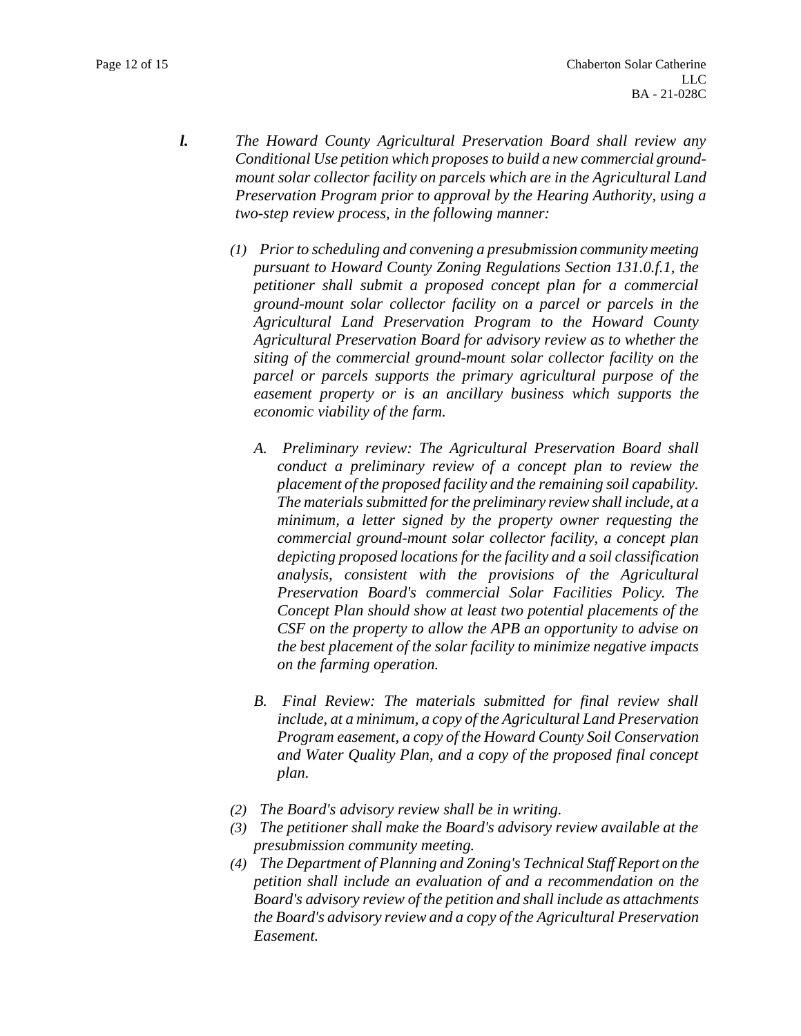***l.*** *The Howard County Agricultural Preservation Board shall review any Conditional Use petition which proposes to build a new commercial ground-mount solar collector facility on parcels which are in the Agricultural Land Preservation Program prior to approval by the Hearing Authority, using a two-step review process, in the following manner:*

*(1) Prior to scheduling and convening a presubmission community meeting pursuant to Howard County Zoning Regulations Section 131.0.f.1, the petitioner shall submit a proposed concept plan for a commercial ground-mount solar collector facility on a parcel or parcels in the Agricultural Land Preservation Program to the Howard County Agricultural Preservation Board for advisory review as to whether the siting of the commercial ground-mount solar collector facility on the parcel or parcels supports the primary agricultural purpose of the easement property or is an ancillary business which supports the economic viability of the farm.*

*A. Preliminary review: The Agricultural Preservation Board shall conduct a preliminary review of a concept plan to review the placement of the proposed facility and the remaining soil capability. The materials submitted for the preliminary review shall include, at a minimum, a letter signed by the property owner requesting the commercial ground-mount solar collector facility, a concept plan depicting proposed locations for the facility and a soil classification analysis, consistent with the provisions of the Agricultural Preservation Board's commercial Solar Facilities Policy. The Concept Plan should show at least two potential placements of the CSF on the property to allow the APB an opportunity to advise on the best placement of the solar facility to minimize negative impacts on the farming operation.*

*B. Final Review: The materials submitted for final review shall include, at a minimum, a copy of the Agricultural Land Preservation Program easement, a copy of the Howard County Soil Conservation and Water Quality Plan, and a copy of the proposed final concept plan.*

*(2) The Board's advisory review shall be in writing.*

*(3) The petitioner shall make the Board's advisory review available at the presubmission community meeting.*

*(4) The Department of Planning and Zoning's Technical Staff Report on the petition shall include an evaluation of and a recommendation on the Board's advisory review of the petition and shall include as attachments the Board's advisory review and a copy of the Agricultural Preservation Easement.*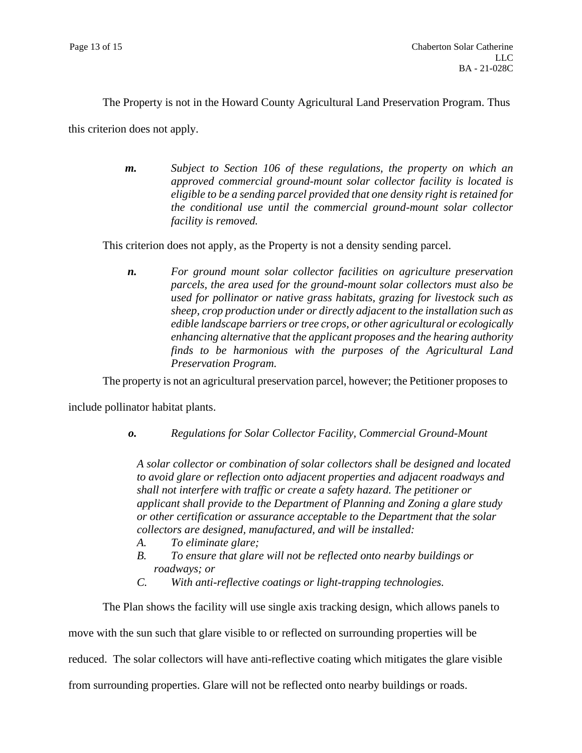The Property is not in the Howard County Agricultural Land Preservation Program. Thus this criterion does not apply.

***m.*** *Subject to Section 106 of these regulations, the property on which an approved commercial ground-mount solar collector facility is located is eligible to be a sending parcel provided that one density right is retained for the conditional use until the commercial ground-mount solar collector facility is removed.*

This criterion does not apply, as the Property is not a density sending parcel.

***n.*** *For ground mount solar collector facilities on agriculture preservation parcels, the area used for the ground-mount solar collectors must also be used for pollinator or native grass habitats, grazing for livestock such as sheep, crop production under or directly adjacent to the installation such as edible landscape barriers or tree crops, or other agricultural or ecologically enhancing alternative that the applicant proposes and the hearing authority finds to be harmonious with the purposes of the Agricultural Land Preservation Program.*

The property is not an agricultural preservation parcel, however; the Petitioner proposes to include pollinator habitat plants.

***o.*** *Regulations for Solar Collector Facility, Commercial Ground-Mount*

*A solar collector or combination of solar collectors shall be designed and located to avoid glare or reflection onto adjacent properties and adjacent roadways and shall not interfere with traffic or create a safety hazard. The petitioner or applicant shall provide to the Department of Planning and Zoning a glare study or other certification or assurance acceptable to the Department that the solar collectors are designed, manufactured, and will be installed:*

*A. To eliminate glare;*

*B. To ensure that glare will not be reflected onto nearby buildings or roadways; or*

*C. With anti-reflective coatings or light-trapping technologies.*

The Plan shows the facility will use single axis tracking design, which allows panels to move with the sun such that glare visible to or reflected on surrounding properties will be reduced. The solar collectors will have anti-reflective coating which mitigates the glare visible from surrounding properties. Glare will not be reflected onto nearby buildings or roads.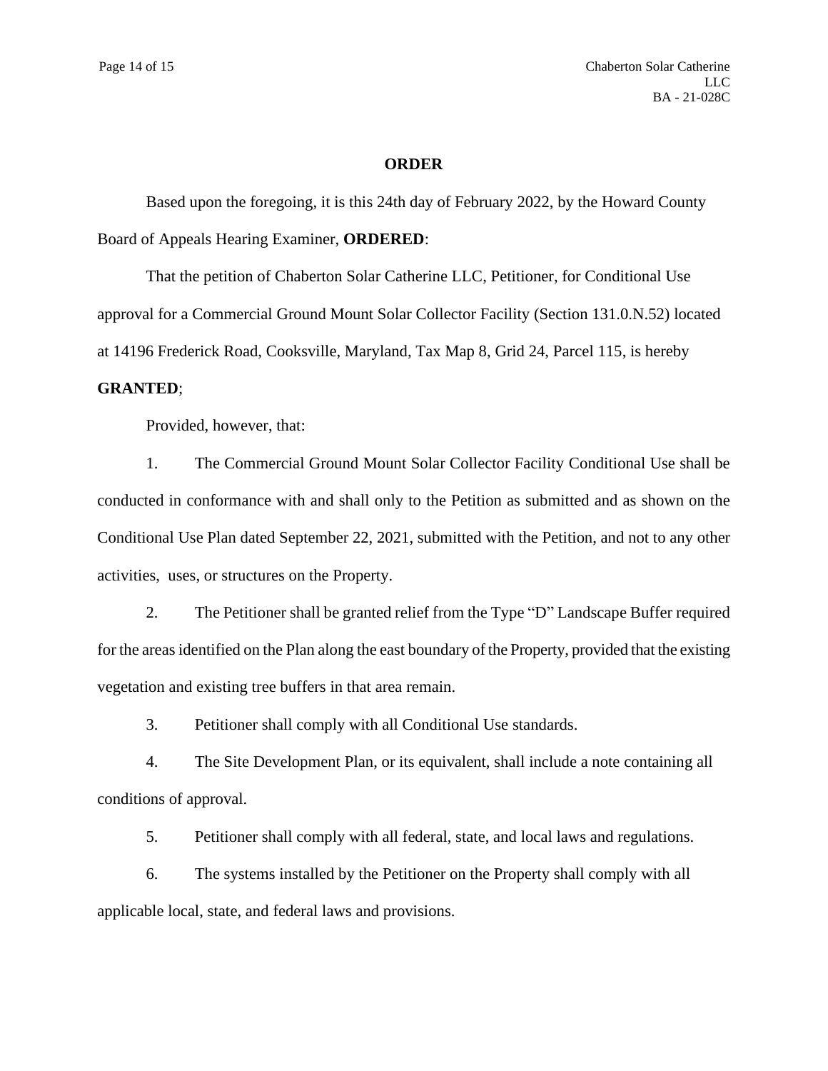**ORDER**

Based upon the foregoing, it is this 24th day of February 2022, by the Howard County Board of Appeals Hearing Examiner, **ORDERED**:

That the petition of Chaberton Solar Catherine LLC, Petitioner, for Conditional Use approval for a Commercial Ground Mount Solar Collector Facility (Section 131.0.N.52) located at 14196 Frederick Road, Cooksville, Maryland, Tax Map 8, Grid 24, Parcel 115, is hereby **GRANTED**;

Provided, however, that:

1. The Commercial Ground Mount Solar Collector Facility Conditional Use shall be conducted in conformance with and shall only to the Petition as submitted and as shown on the Conditional Use Plan dated September 22, 2021, submitted with the Petition, and not to any other activities, uses, or structures on the Property.

2. The Petitioner shall be granted relief from the Type "D" Landscape Buffer required for the areas identified on the Plan along the east boundary of the Property, provided that the existing vegetation and existing tree buffers in that area remain.

3. Petitioner shall comply with all Conditional Use standards.

4. The Site Development Plan, or its equivalent, shall include a note containing all conditions of approval.

5. Petitioner shall comply with all federal, state, and local laws and regulations.

6. The systems installed by the Petitioner on the Property shall comply with all applicable local, state, and federal laws and provisions.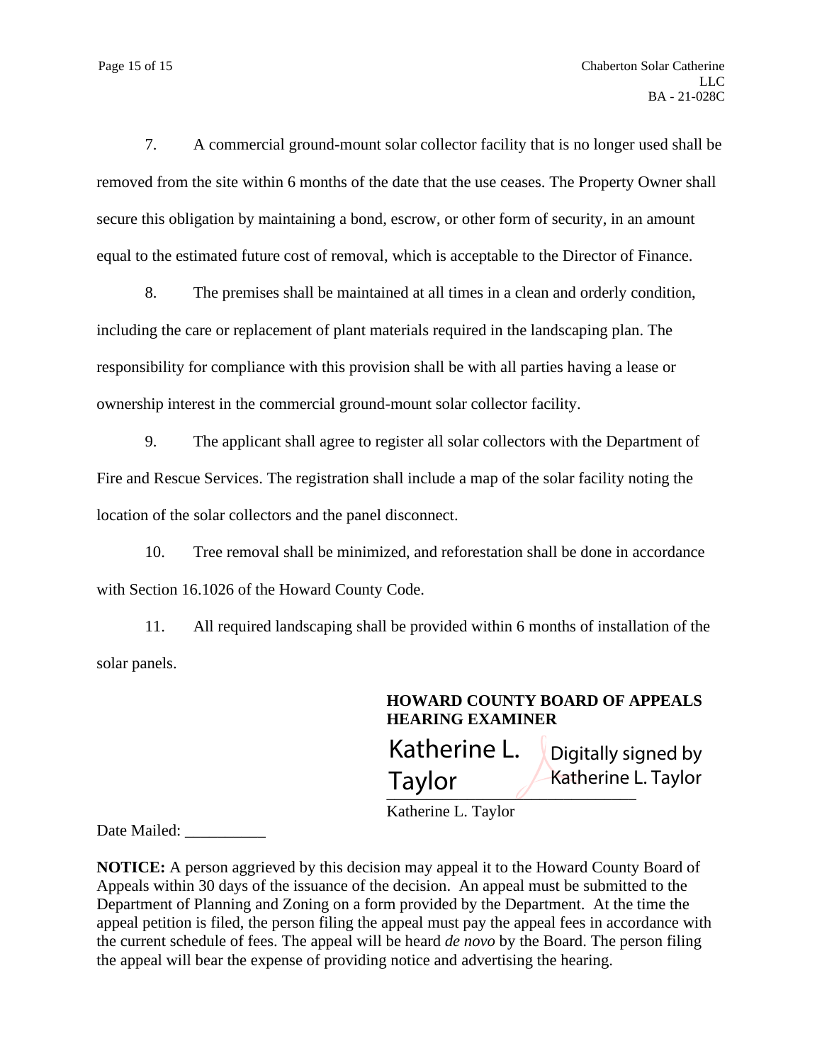7. A commercial ground-mount solar collector facility that is no longer used shall be removed from the site within 6 months of the date that the use ceases. The Property Owner shall secure this obligation by maintaining a bond, escrow, or other form of security, in an amount equal to the estimated future cost of removal, which is acceptable to the Director of Finance.

8. The premises shall be maintained at all times in a clean and orderly condition, including the care or replacement of plant materials required in the landscaping plan. The responsibility for compliance with this provision shall be with all parties having a lease or ownership interest in the commercial ground-mount solar collector facility.

9. The applicant shall agree to register all solar collectors with the Department of Fire and Rescue Services. The registration shall include a map of the solar facility noting the location of the solar collectors and the panel disconnect.

10. Tree removal shall be minimized, and reforestation shall be done in accordance with Section 16.1026 of the Howard County Code.

11. All required landscaping shall be provided within 6 months of installation of the solar panels.

**HOWARD COUNTY BOARD OF APPEALS HEARING EXAMINER**

Katherine L. Taylor — Digitally signed by Katherine L. Taylor

Katherine L. Taylor

Date Mailed: __________

**NOTICE:** A person aggrieved by this decision may appeal it to the Howard County Board of Appeals within 30 days of the issuance of the decision. An appeal must be submitted to the Department of Planning and Zoning on a form provided by the Department. At the time the appeal petition is filed, the person filing the appeal must pay the appeal fees in accordance with the current schedule of fees. The appeal will be heard *de novo* by the Board. The person filing the appeal will bear the expense of providing notice and advertising the hearing.